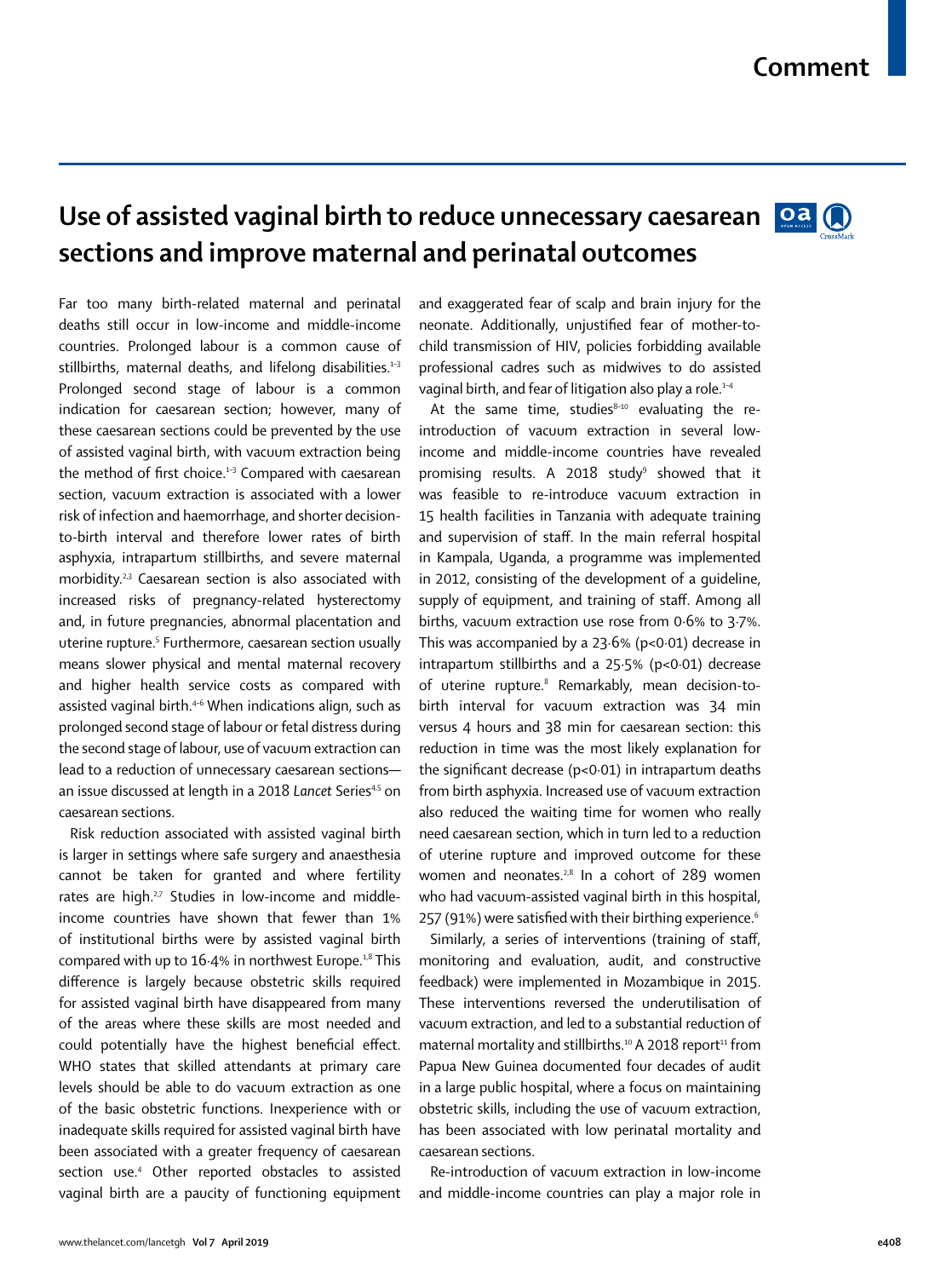# Use of assisted vaginal birth to reduce unnecessary caesarean sections and improve maternal and perinatal outcomes

Far too many birth-related maternal and perinatal deaths still occur in low-income and middle-income countries. Prolonged labour is a common cause of stillbirths, maternal deaths, and lifelong disabilities.[1–3] Prolonged second stage of labour is a common indication for caesarean section; however, many of these caesarean sections could be prevented by the use of assisted vaginal birth, with vacuum extraction being the method of first choice.[1–3] Compared with caesarean section, vacuum extraction is associated with a lower risk of infection and haemorrhage, and shorter decision-to-birth interval and therefore lower rates of birth asphyxia, intrapartum stillbirths, and severe maternal morbidity.[2,3] Caesarean section is also associated with increased risks of pregnancy-related hysterectomy and, in future pregnancies, abnormal placentation and uterine rupture.[5] Furthermore, caesarean section usually means slower physical and mental maternal recovery and higher health service costs as compared with assisted vaginal birth.[4–6] When indications align, such as prolonged second stage of labour or fetal distress during the second stage of labour, use of vacuum extraction can lead to a reduction of unnecessary caesarean sections—an issue discussed at length in a 2018 *Lancet* Series[4,5] on caesarean sections.

Risk reduction associated with assisted vaginal birth is larger in settings where safe surgery and anaesthesia cannot be taken for granted and where fertility rates are high.[2,7] Studies in low-income and middle-income countries have shown that fewer than 1% of institutional births were by assisted vaginal birth compared with up to 16·4% in northwest Europe.[1,8] This difference is largely because obstetric skills required for assisted vaginal birth have disappeared from many of the areas where these skills are most needed and could potentially have the highest beneficial effect. WHO states that skilled attendants at primary care levels should be able to do vacuum extraction as one of the basic obstetric functions. Inexperience with or inadequate skills required for assisted vaginal birth have been associated with a greater frequency of caesarean section use.[4] Other reported obstacles to assisted vaginal birth are a paucity of functioning equipment and exaggerated fear of scalp and brain injury for the neonate. Additionally, unjustified fear of mother-to-child transmission of HIV, policies forbidding available professional cadres such as midwives to do assisted vaginal birth, and fear of litigation also play a role.[1–4]

At the same time, studies[8–10] evaluating the re-introduction of vacuum extraction in several low-income and middle-income countries have revealed promising results. A 2018 study[9] showed that it was feasible to re-introduce vacuum extraction in 15 health facilities in Tanzania with adequate training and supervision of staff. In the main referral hospital in Kampala, Uganda, a programme was implemented in 2012, consisting of the development of a guideline, supply of equipment, and training of staff. Among all births, vacuum extraction use rose from 0·6% to 3·7%. This was accompanied by a 23·6% ($p<0·01$) decrease in intrapartum stillbirths and a 25·5% ($p<0·01$) decrease of uterine rupture.[8] Remarkably, mean decision-to-birth interval for vacuum extraction was 34 min versus 4 hours and 38 min for caesarean section: this reduction in time was the most likely explanation for the significant decrease ($p<0·01$) in intrapartum deaths from birth asphyxia. Increased use of vacuum extraction also reduced the waiting time for women who really need caesarean section, which in turn led to a reduction of uterine rupture and improved outcome for these women and neonates.[2,8] In a cohort of 289 women who had vacuum-assisted vaginal birth in this hospital, 257 (91%) were satisfied with their birthing experience.[6]

Similarly, a series of interventions (training of staff, monitoring and evaluation, audit, and constructive feedback) were implemented in Mozambique in 2015. These interventions reversed the underutilisation of vacuum extraction, and led to a substantial reduction of maternal mortality and stillbirths.[10] A 2018 report[11] from Papua New Guinea documented four decades of audit in a large public hospital, where a focus on maintaining obstetric skills, including the use of vacuum extraction, has been associated with low perinatal mortality and caesarean sections.

Re-introduction of vacuum extraction in low-income and middle-income countries can play a major role in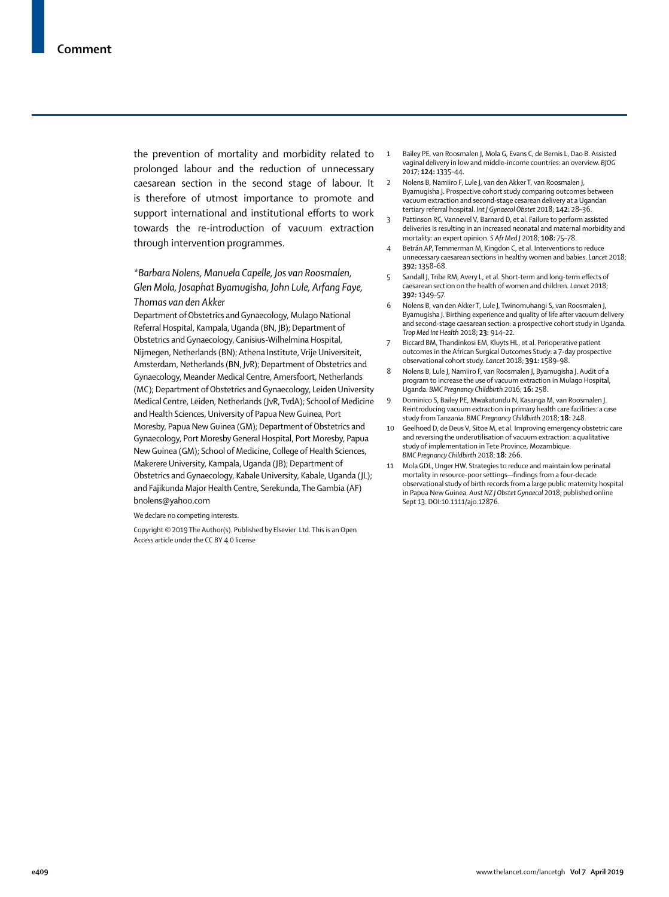the prevention of mortality and morbidity related to prolonged labour and the reduction of unnecessary caesarean section in the second stage of labour. It is therefore of utmost importance to promote and support international and institutional efforts to work towards the re-introduction of vacuum extraction through intervention programmes.

*\*Barbara Nolens, Manuela Capelle, Jos van Roosmalen, Glen Mola, Josaphat Byamugisha, John Lule, Arfang Faye, Thomas van den Akker*

Department of Obstetrics and Gynaecology, Mulago National Referral Hospital, Kampala, Uganda (BN, JB); Department of Obstetrics and Gynaecology, Canisius-Wilhelmina Hospital, Nijmegen, Netherlands (BN); Athena Institute, Vrije Universiteit, Amsterdam, Netherlands (BN, JvR); Department of Obstetrics and Gynaecology, Meander Medical Centre, Amersfoort, Netherlands (MC); Department of Obstetrics and Gynaecology, Leiden University Medical Centre, Leiden, Netherlands (JvR, TvdA); School of Medicine and Health Sciences, University of Papua New Guinea, Port Moresby, Papua New Guinea (GM); Department of Obstetrics and Gynaecology, Port Moresby General Hospital, Port Moresby, Papua New Guinea (GM); School of Medicine, College of Health Sciences, Makerere University, Kampala, Uganda (JB); Department of Obstetrics and Gynaecology, Kabale University, Kabale, Uganda (JL); and Fajikunda Major Health Centre, Serekunda, The Gambia (AF)
bnolens@yahoo.com

We declare no competing interests.

Copyright © 2019 The Author(s). Published by Elsevier Ltd. This is an Open Access article under the CC BY 4.0 license

1. Bailey PE, van Roosmalen J, Mola G, Evans C, de Bernis L, Dao B. Assisted vaginal delivery in low and middle-income countries: an overview. *BJOG* 2017; **124:** 1335–44.
2. Nolens B, Namiiro F, Lule J, van den Akker T, van Roosmalen J, Byamugisha J. Prospective cohort study comparing outcomes between vacuum extraction and second-stage cesarean delivery at a Ugandan tertiary referral hospital. *Int J Gynaecol Obstet* 2018; **142:** 28–36.
3. Pattinson RC, Vannevel V, Barnard D, et al. Failure to perform assisted deliveries is resulting in an increased neonatal and maternal morbidity and mortality: an expert opinion. *S Afr Med J* 2018; **108:** 75–78.
4. Betrán AP, Temmerman M, Kingdon C, et al. Interventions to reduce unnecessary caesarean sections in healthy women and babies. *Lancet* 2018; **392:** 1358–68.
5. Sandall J, Tribe RM, Avery L, et al. Short-term and long-term effects of caesarean section on the health of women and children. *Lancet* 2018; **392:** 1349–57.
6. Nolens B, van den Akker T, Lule J, Twinomuhangi S, van Roosmalen J, Byamugisha J. Birthing experience and quality of life after vacuum delivery and second-stage caesarean section: a prospective cohort study in Uganda. *Trop Med Int Health* 2018; **23:** 914–22.
7. Biccard BM, Thandinkosi EM, Kluyts HL, et al. Perioperative patient outcomes in the African Surgical Outcomes Study: a 7-day prospective observational cohort study. *Lancet* 2018; **391:** 1589–98.
8. Nolens B, Lule J, Namiiro F, van Roosmalen J, Byamugisha J. Audit of a program to increase the use of vacuum extraction in Mulago Hospital, Uganda. *BMC Pregnancy Childbirth* 2016; **16:** 258.
9. Dominico S, Bailey PE, Mwakatundu N, Kasanga M, van Roosmalen J. Reintroducing vacuum extraction in primary health care facilities: a case study from Tanzania. *BMC Pregnancy Childbirth* 2018; **18:** 248.
10. Geelhoed D, de Deus V, Sitoe M, et al. Improving emergency obstetric care and reversing the underutilisation of vacuum extraction: a qualitative study of implementation in Tete Province, Mozambique. *BMC Pregnancy Childbirth* 2018; **18:** 266.
11. Mola GDL, Unger HW. Strategies to reduce and maintain low perinatal mortality in resource-poor settings—findings from a four-decade observational study of birth records from a large public maternity hospital in Papua New Guinea. *Aust NZ J Obstet Gynaecol* 2018; published online Sept 13. DOI:10.1111/ajo.12876.